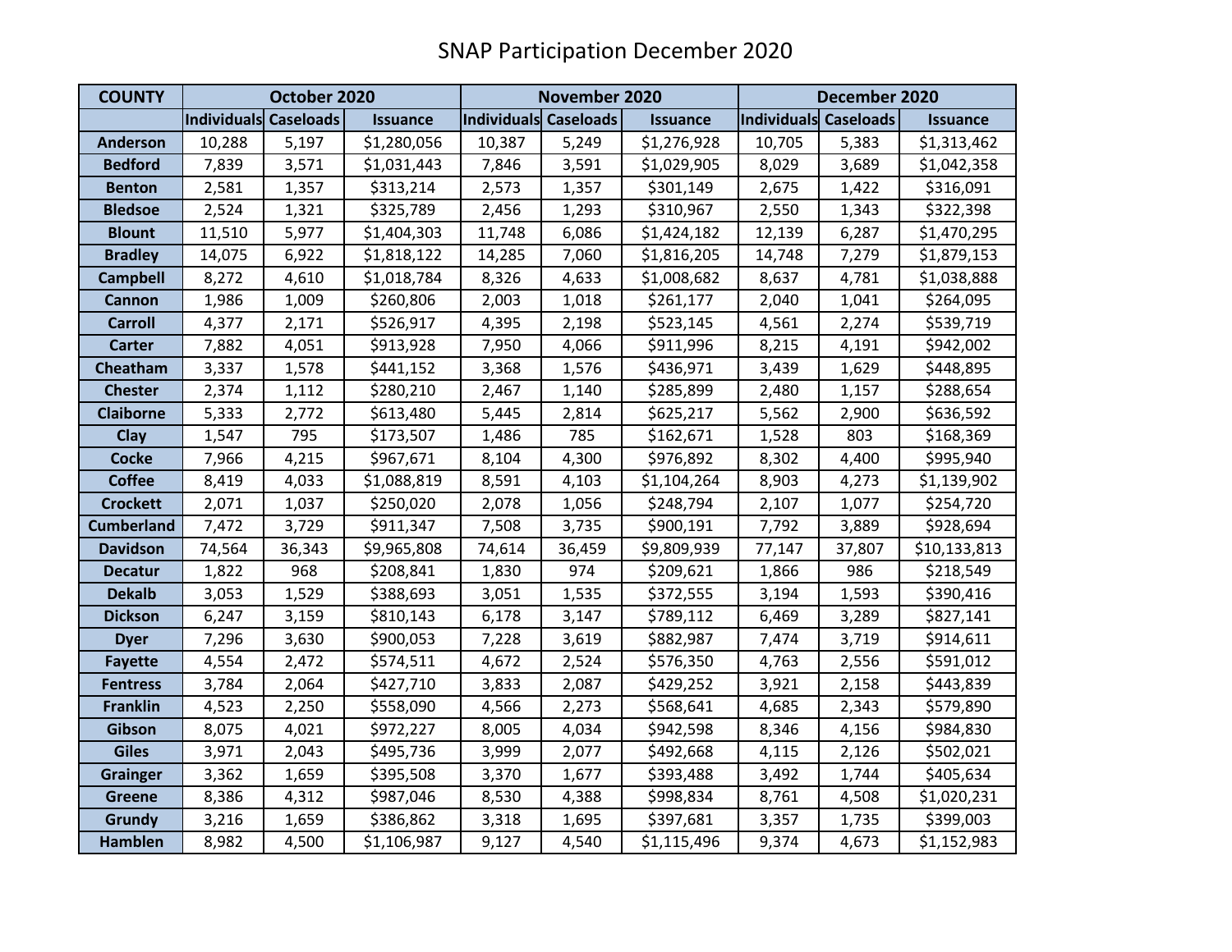# SNAP Participation December 2020

| COUNTY | October 2020 | | | November 2020 | | | December 2020 | | |
|---|---|---|---|---|---|---|---|---|---|
| | Individuals | Caseloads | Issuance | Individuals | Caseloads | Issuance | Individuals | Caseloads | Issuance |
| Anderson | 10,288 | 5,197 | $1,280,056 | 10,387 | 5,249 | $1,276,928 | 10,705 | 5,383 | $1,313,462 |
| Bedford | 7,839 | 3,571 | $1,031,443 | 7,846 | 3,591 | $1,029,905 | 8,029 | 3,689 | $1,042,358 |
| Benton | 2,581 | 1,357 | $313,214 | 2,573 | 1,357 | $301,149 | 2,675 | 1,422 | $316,091 |
| Bledsoe | 2,524 | 1,321 | $325,789 | 2,456 | 1,293 | $310,967 | 2,550 | 1,343 | $322,398 |
| Blount | 11,510 | 5,977 | $1,404,303 | 11,748 | 6,086 | $1,424,182 | 12,139 | 6,287 | $1,470,295 |
| Bradley | 14,075 | 6,922 | $1,818,122 | 14,285 | 7,060 | $1,816,205 | 14,748 | 7,279 | $1,879,153 |
| Campbell | 8,272 | 4,610 | $1,018,784 | 8,326 | 4,633 | $1,008,682 | 8,637 | 4,781 | $1,038,888 |
| Cannon | 1,986 | 1,009 | $260,806 | 2,003 | 1,018 | $261,177 | 2,040 | 1,041 | $264,095 |
| Carroll | 4,377 | 2,171 | $526,917 | 4,395 | 2,198 | $523,145 | 4,561 | 2,274 | $539,719 |
| Carter | 7,882 | 4,051 | $913,928 | 7,950 | 4,066 | $911,996 | 8,215 | 4,191 | $942,002 |
| Cheatham | 3,337 | 1,578 | $441,152 | 3,368 | 1,576 | $436,971 | 3,439 | 1,629 | $448,895 |
| Chester | 2,374 | 1,112 | $280,210 | 2,467 | 1,140 | $285,899 | 2,480 | 1,157 | $288,654 |
| Claiborne | 5,333 | 2,772 | $613,480 | 5,445 | 2,814 | $625,217 | 5,562 | 2,900 | $636,592 |
| Clay | 1,547 | 795 | $173,507 | 1,486 | 785 | $162,671 | 1,528 | 803 | $168,369 |
| Cocke | 7,966 | 4,215 | $967,671 | 8,104 | 4,300 | $976,892 | 8,302 | 4,400 | $995,940 |
| Coffee | 8,419 | 4,033 | $1,088,819 | 8,591 | 4,103 | $1,104,264 | 8,903 | 4,273 | $1,139,902 |
| Crockett | 2,071 | 1,037 | $250,020 | 2,078 | 1,056 | $248,794 | 2,107 | 1,077 | $254,720 |
| Cumberland | 7,472 | 3,729 | $911,347 | 7,508 | 3,735 | $900,191 | 7,792 | 3,889 | $928,694 |
| Davidson | 74,564 | 36,343 | $9,965,808 | 74,614 | 36,459 | $9,809,939 | 77,147 | 37,807 | $10,133,813 |
| Decatur | 1,822 | 968 | $208,841 | 1,830 | 974 | $209,621 | 1,866 | 986 | $218,549 |
| Dekalb | 3,053 | 1,529 | $388,693 | 3,051 | 1,535 | $372,555 | 3,194 | 1,593 | $390,416 |
| Dickson | 6,247 | 3,159 | $810,143 | 6,178 | 3,147 | $789,112 | 6,469 | 3,289 | $827,141 |
| Dyer | 7,296 | 3,630 | $900,053 | 7,228 | 3,619 | $882,987 | 7,474 | 3,719 | $914,611 |
| Fayette | 4,554 | 2,472 | $574,511 | 4,672 | 2,524 | $576,350 | 4,763 | 2,556 | $591,012 |
| Fentress | 3,784 | 2,064 | $427,710 | 3,833 | 2,087 | $429,252 | 3,921 | 2,158 | $443,839 |
| Franklin | 4,523 | 2,250 | $558,090 | 4,566 | 2,273 | $568,641 | 4,685 | 2,343 | $579,890 |
| Gibson | 8,075 | 4,021 | $972,227 | 8,005 | 4,034 | $942,598 | 8,346 | 4,156 | $984,830 |
| Giles | 3,971 | 2,043 | $495,736 | 3,999 | 2,077 | $492,668 | 4,115 | 2,126 | $502,021 |
| Grainger | 3,362 | 1,659 | $395,508 | 3,370 | 1,677 | $393,488 | 3,492 | 1,744 | $405,634 |
| Greene | 8,386 | 4,312 | $987,046 | 8,530 | 4,388 | $998,834 | 8,761 | 4,508 | $1,020,231 |
| Grundy | 3,216 | 1,659 | $386,862 | 3,318 | 1,695 | $397,681 | 3,357 | 1,735 | $399,003 |
| Hamblen | 8,982 | 4,500 | $1,106,987 | 9,127 | 4,540 | $1,115,496 | 9,374 | 4,673 | $1,152,983 |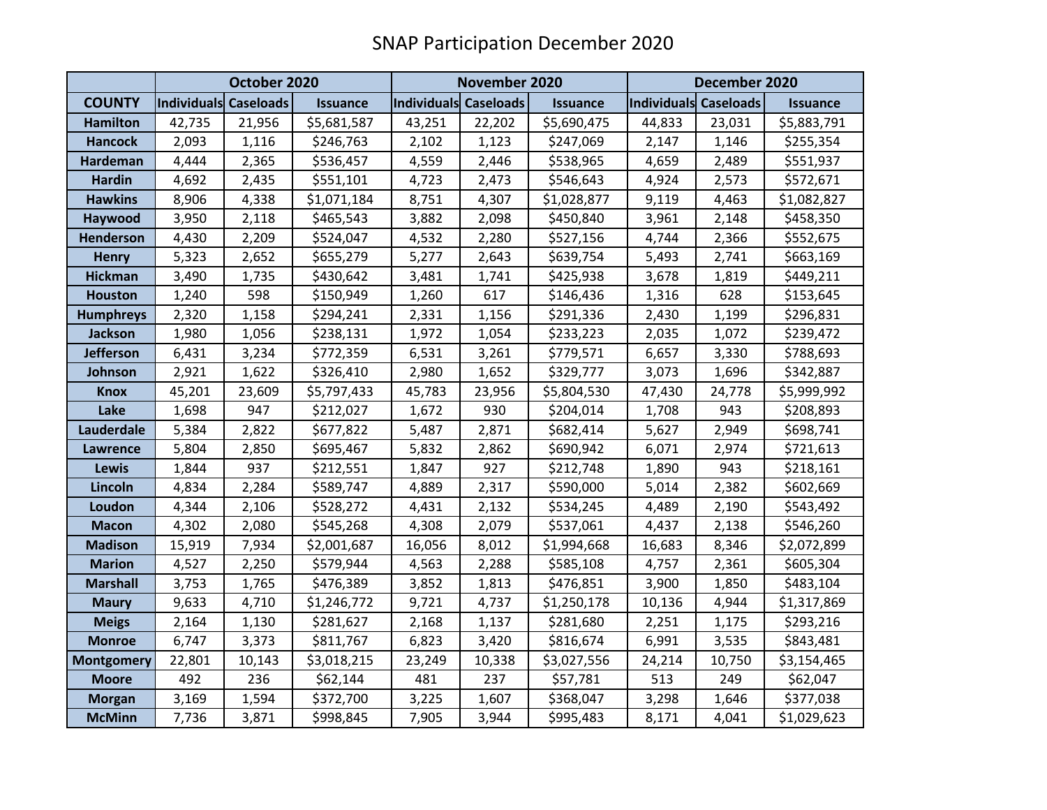# SNAP Participation December 2020

| | October 2020 | | | November 2020 | | | December 2020 | | |
|---|---|---|---|---|---|---|---|---|---|
| COUNTY | Individuals | Caseloads | Issuance | Individuals | Caseloads | Issuance | Individuals | Caseloads | Issuance |
| Hamilton | 42,735 | 21,956 | $5,681,587 | 43,251 | 22,202 | $5,690,475 | 44,833 | 23,031 | $5,883,791 |
| Hancock | 2,093 | 1,116 | $246,763 | 2,102 | 1,123 | $247,069 | 2,147 | 1,146 | $255,354 |
| Hardeman | 4,444 | 2,365 | $536,457 | 4,559 | 2,446 | $538,965 | 4,659 | 2,489 | $551,937 |
| Hardin | 4,692 | 2,435 | $551,101 | 4,723 | 2,473 | $546,643 | 4,924 | 2,573 | $572,671 |
| Hawkins | 8,906 | 4,338 | $1,071,184 | 8,751 | 4,307 | $1,028,877 | 9,119 | 4,463 | $1,082,827 |
| Haywood | 3,950 | 2,118 | $465,543 | 3,882 | 2,098 | $450,840 | 3,961 | 2,148 | $458,350 |
| Henderson | 4,430 | 2,209 | $524,047 | 4,532 | 2,280 | $527,156 | 4,744 | 2,366 | $552,675 |
| Henry | 5,323 | 2,652 | $655,279 | 5,277 | 2,643 | $639,754 | 5,493 | 2,741 | $663,169 |
| Hickman | 3,490 | 1,735 | $430,642 | 3,481 | 1,741 | $425,938 | 3,678 | 1,819 | $449,211 |
| Houston | 1,240 | 598 | $150,949 | 1,260 | 617 | $146,436 | 1,316 | 628 | $153,645 |
| Humphreys | 2,320 | 1,158 | $294,241 | 2,331 | 1,156 | $291,336 | 2,430 | 1,199 | $296,831 |
| Jackson | 1,980 | 1,056 | $238,131 | 1,972 | 1,054 | $233,223 | 2,035 | 1,072 | $239,472 |
| Jefferson | 6,431 | 3,234 | $772,359 | 6,531 | 3,261 | $779,571 | 6,657 | 3,330 | $788,693 |
| Johnson | 2,921 | 1,622 | $326,410 | 2,980 | 1,652 | $329,777 | 3,073 | 1,696 | $342,887 |
| Knox | 45,201 | 23,609 | $5,797,433 | 45,783 | 23,956 | $5,804,530 | 47,430 | 24,778 | $5,999,992 |
| Lake | 1,698 | 947 | $212,027 | 1,672 | 930 | $204,014 | 1,708 | 943 | $208,893 |
| Lauderdale | 5,384 | 2,822 | $677,822 | 5,487 | 2,871 | $682,414 | 5,627 | 2,949 | $698,741 |
| Lawrence | 5,804 | 2,850 | $695,467 | 5,832 | 2,862 | $690,942 | 6,071 | 2,974 | $721,613 |
| Lewis | 1,844 | 937 | $212,551 | 1,847 | 927 | $212,748 | 1,890 | 943 | $218,161 |
| Lincoln | 4,834 | 2,284 | $589,747 | 4,889 | 2,317 | $590,000 | 5,014 | 2,382 | $602,669 |
| Loudon | 4,344 | 2,106 | $528,272 | 4,431 | 2,132 | $534,245 | 4,489 | 2,190 | $543,492 |
| Macon | 4,302 | 2,080 | $545,268 | 4,308 | 2,079 | $537,061 | 4,437 | 2,138 | $546,260 |
| Madison | 15,919 | 7,934 | $2,001,687 | 16,056 | 8,012 | $1,994,668 | 16,683 | 8,346 | $2,072,899 |
| Marion | 4,527 | 2,250 | $579,944 | 4,563 | 2,288 | $585,108 | 4,757 | 2,361 | $605,304 |
| Marshall | 3,753 | 1,765 | $476,389 | 3,852 | 1,813 | $476,851 | 3,900 | 1,850 | $483,104 |
| Maury | 9,633 | 4,710 | $1,246,772 | 9,721 | 4,737 | $1,250,178 | 10,136 | 4,944 | $1,317,869 |
| Meigs | 2,164 | 1,130 | $281,627 | 2,168 | 1,137 | $281,680 | 2,251 | 1,175 | $293,216 |
| Monroe | 6,747 | 3,373 | $811,767 | 6,823 | 3,420 | $816,674 | 6,991 | 3,535 | $843,481 |
| Montgomery | 22,801 | 10,143 | $3,018,215 | 23,249 | 10,338 | $3,027,556 | 24,214 | 10,750 | $3,154,465 |
| Moore | 492 | 236 | $62,144 | 481 | 237 | $57,781 | 513 | 249 | $62,047 |
| Morgan | 3,169 | 1,594 | $372,700 | 3,225 | 1,607 | $368,047 | 3,298 | 1,646 | $377,038 |
| McMinn | 7,736 | 3,871 | $998,845 | 7,905 | 3,944 | $995,483 | 8,171 | 4,041 | $1,029,623 |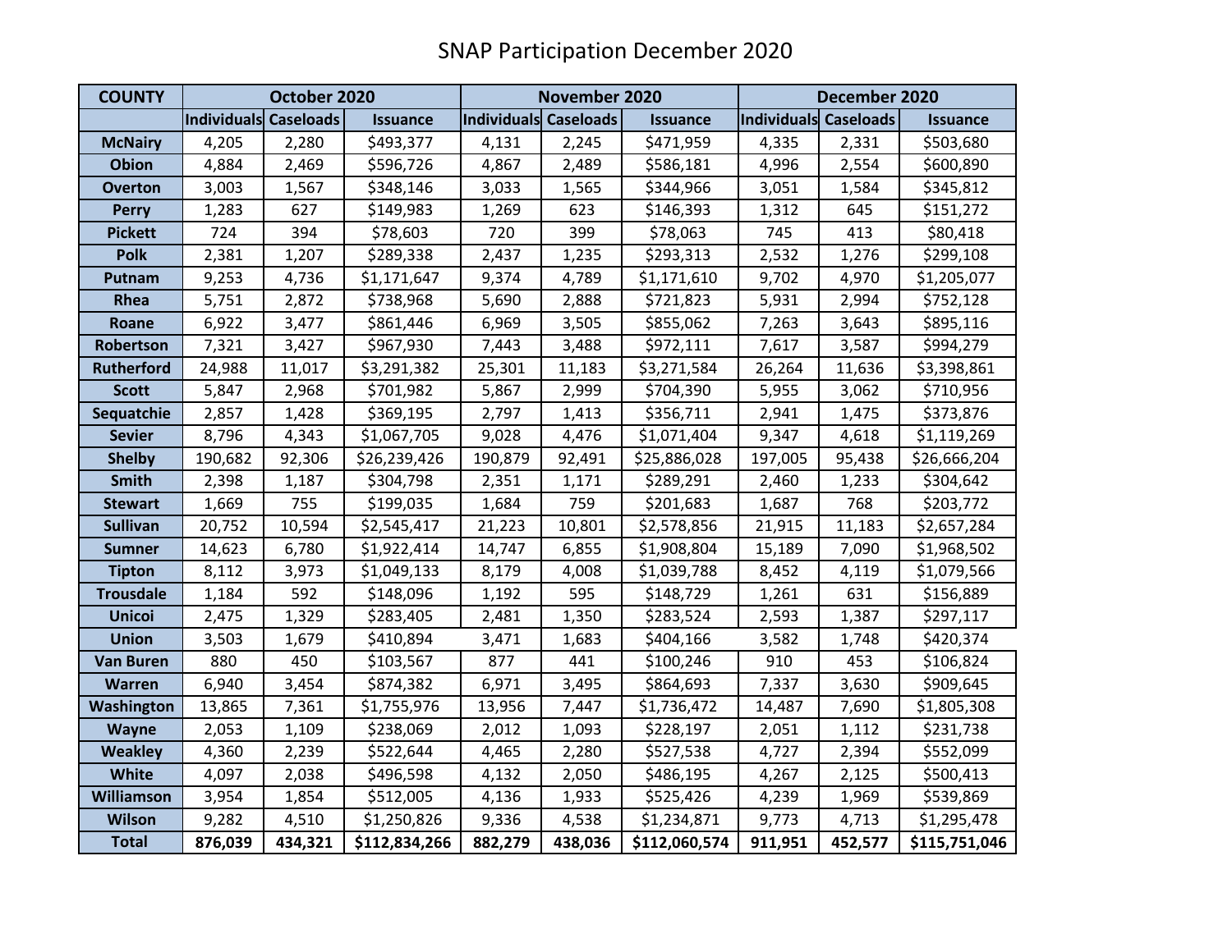# SNAP Participation December 2020

| COUNTY | October 2020 | | | November 2020 | | | December 2020 | | |
|---|---|---|---|---|---|---|---|---|---|
| | Individuals | Caseloads | Issuance | Individuals | Caseloads | Issuance | Individuals | Caseloads | Issuance |
| **McNairy** | 4,205 | 2,280 | $493,377 | 4,131 | 2,245 | $471,959 | 4,335 | 2,331 | $503,680 |
| **Obion** | 4,884 | 2,469 | $596,726 | 4,867 | 2,489 | $586,181 | 4,996 | 2,554 | $600,890 |
| **Overton** | 3,003 | 1,567 | $348,146 | 3,033 | 1,565 | $344,966 | 3,051 | 1,584 | $345,812 |
| **Perry** | 1,283 | 627 | $149,983 | 1,269 | 623 | $146,393 | 1,312 | 645 | $151,272 |
| **Pickett** | 724 | 394 | $78,603 | 720 | 399 | $78,063 | 745 | 413 | $80,418 |
| **Polk** | 2,381 | 1,207 | $289,338 | 2,437 | 1,235 | $293,313 | 2,532 | 1,276 | $299,108 |
| **Putnam** | 9,253 | 4,736 | $1,171,647 | 9,374 | 4,789 | $1,171,610 | 9,702 | 4,970 | $1,205,077 |
| **Rhea** | 5,751 | 2,872 | $738,968 | 5,690 | 2,888 | $721,823 | 5,931 | 2,994 | $752,128 |
| **Roane** | 6,922 | 3,477 | $861,446 | 6,969 | 3,505 | $855,062 | 7,263 | 3,643 | $895,116 |
| **Robertson** | 7,321 | 3,427 | $967,930 | 7,443 | 3,488 | $972,111 | 7,617 | 3,587 | $994,279 |
| **Rutherford** | 24,988 | 11,017 | $3,291,382 | 25,301 | 11,183 | $3,271,584 | 26,264 | 11,636 | $3,398,861 |
| **Scott** | 5,847 | 2,968 | $701,982 | 5,867 | 2,999 | $704,390 | 5,955 | 3,062 | $710,956 |
| **Sequatchie** | 2,857 | 1,428 | $369,195 | 2,797 | 1,413 | $356,711 | 2,941 | 1,475 | $373,876 |
| **Sevier** | 8,796 | 4,343 | $1,067,705 | 9,028 | 4,476 | $1,071,404 | 9,347 | 4,618 | $1,119,269 |
| **Shelby** | 190,682 | 92,306 | $26,239,426 | 190,879 | 92,491 | $25,886,028 | 197,005 | 95,438 | $26,666,204 |
| **Smith** | 2,398 | 1,187 | $304,798 | 2,351 | 1,171 | $289,291 | 2,460 | 1,233 | $304,642 |
| **Stewart** | 1,669 | 755 | $199,035 | 1,684 | 759 | $201,683 | 1,687 | 768 | $203,772 |
| **Sullivan** | 20,752 | 10,594 | $2,545,417 | 21,223 | 10,801 | $2,578,856 | 21,915 | 11,183 | $2,657,284 |
| **Sumner** | 14,623 | 6,780 | $1,922,414 | 14,747 | 6,855 | $1,908,804 | 15,189 | 7,090 | $1,968,502 |
| **Tipton** | 8,112 | 3,973 | $1,049,133 | 8,179 | 4,008 | $1,039,788 | 8,452 | 4,119 | $1,079,566 |
| **Trousdale** | 1,184 | 592 | $148,096 | 1,192 | 595 | $148,729 | 1,261 | 631 | $156,889 |
| **Unicoi** | 2,475 | 1,329 | $283,405 | 2,481 | 1,350 | $283,524 | 2,593 | 1,387 | $297,117 |
| **Union** | 3,503 | 1,679 | $410,894 | 3,471 | 1,683 | $404,166 | 3,582 | 1,748 | $420,374 |
| **Van Buren** | 880 | 450 | $103,567 | 877 | 441 | $100,246 | 910 | 453 | $106,824 |
| **Warren** | 6,940 | 3,454 | $874,382 | 6,971 | 3,495 | $864,693 | 7,337 | 3,630 | $909,645 |
| **Washington** | 13,865 | 7,361 | $1,755,976 | 13,956 | 7,447 | $1,736,472 | 14,487 | 7,690 | $1,805,308 |
| **Wayne** | 2,053 | 1,109 | $238,069 | 2,012 | 1,093 | $228,197 | 2,051 | 1,112 | $231,738 |
| **Weakley** | 4,360 | 2,239 | $522,644 | 4,465 | 2,280 | $527,538 | 4,727 | 2,394 | $552,099 |
| **White** | 4,097 | 2,038 | $496,598 | 4,132 | 2,050 | $486,195 | 4,267 | 2,125 | $500,413 |
| **Williamson** | 3,954 | 1,854 | $512,005 | 4,136 | 1,933 | $525,426 | 4,239 | 1,969 | $539,869 |
| **Wilson** | 9,282 | 4,510 | $1,250,826 | 9,336 | 4,538 | $1,234,871 | 9,773 | 4,713 | $1,295,478 |
| **Total** | **876,039** | **434,321** | **$112,834,266** | **882,279** | **438,036** | **$112,060,574** | **911,951** | **452,577** | **$115,751,046** |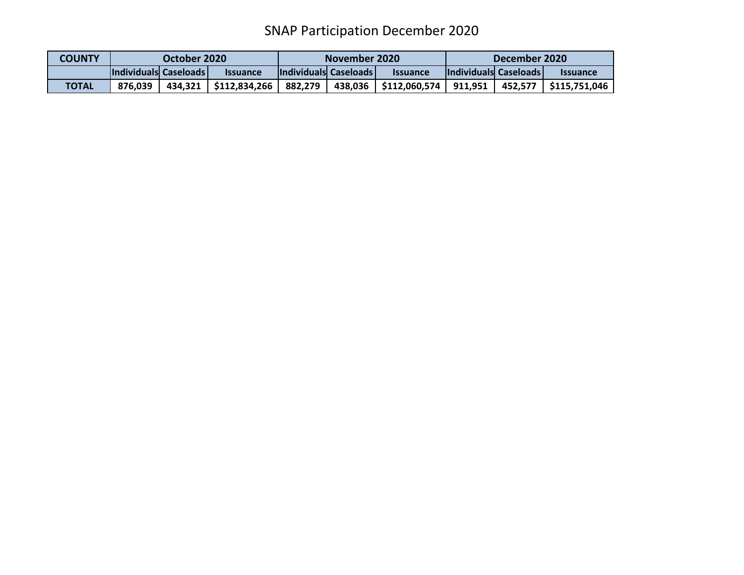# SNAP Participation December 2020

| COUNTY | October 2020 | | | November 2020 | | | December 2020 | | |
|---|---|---|---|---|---|---|---|---|---|
| | Individuals | Caseloads | Issuance | Individuals | Caseloads | Issuance | Individuals | Caseloads | Issuance |
| **TOTAL** | **876,039** | **434,321** | **$112,834,266** | **882,279** | **438,036** | **$112,060,574** | **911,951** | **452,577** | **$115,751,046** |